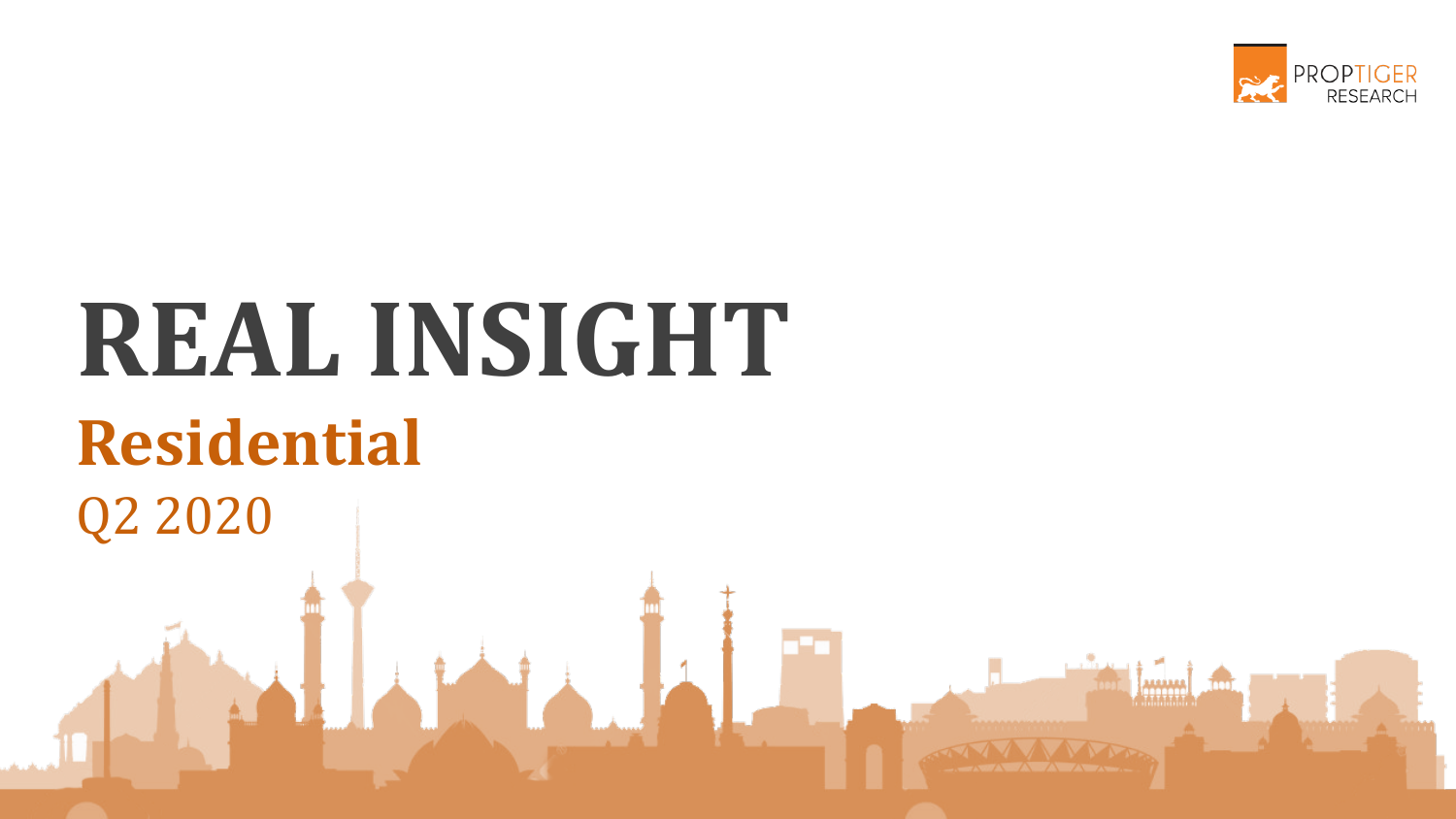PROPTIGER RESEARCH

# REAL INSIGHT

## Residential

Q2 2020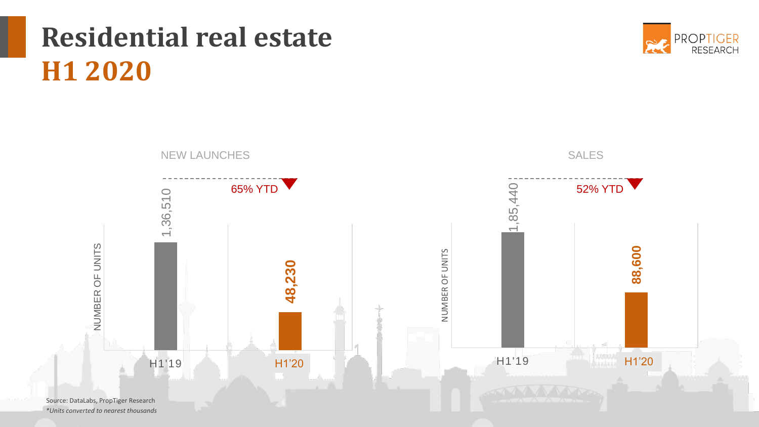# Residential real estate
## H1 2020

PROPTIGER RESEARCH

**NEW LAUNCHES**

65% YTD ▼

| | NUMBER OF UNITS |
|---|---|
| H1'19 | 1,36,510 |
| H1'20 | 48,230 |

**SALES**

52% YTD ▼

| | NUMBER OF UNITS |
|---|---|
| H1'19 | 1,85,440 |
| H1'20 | 88,600 |

Source: DataLabs, PropTiger Research

*\*Units converted to nearest thousands*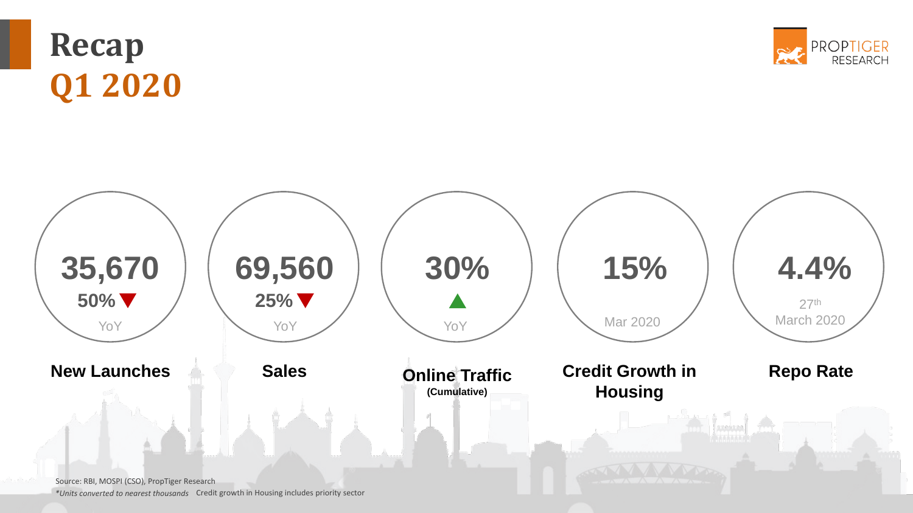# Recap Q1 2020

| New Launches | Sales | Online Traffic (Cumulative) | Credit Growth in Housing | Repo Rate |
|---|---|---|---|---|
| 35,670 | 69,560 | 30% | 15% | 4.4% |
| 50% ▼ YoY | 25% ▼ YoY | ▲ YoY | Mar 2020 | 27th March 2020 |

Source: RBI, MOSPI (CSO), PropTiger Research

*\*Units converted to nearest thousands* Credit growth in Housing includes priority sector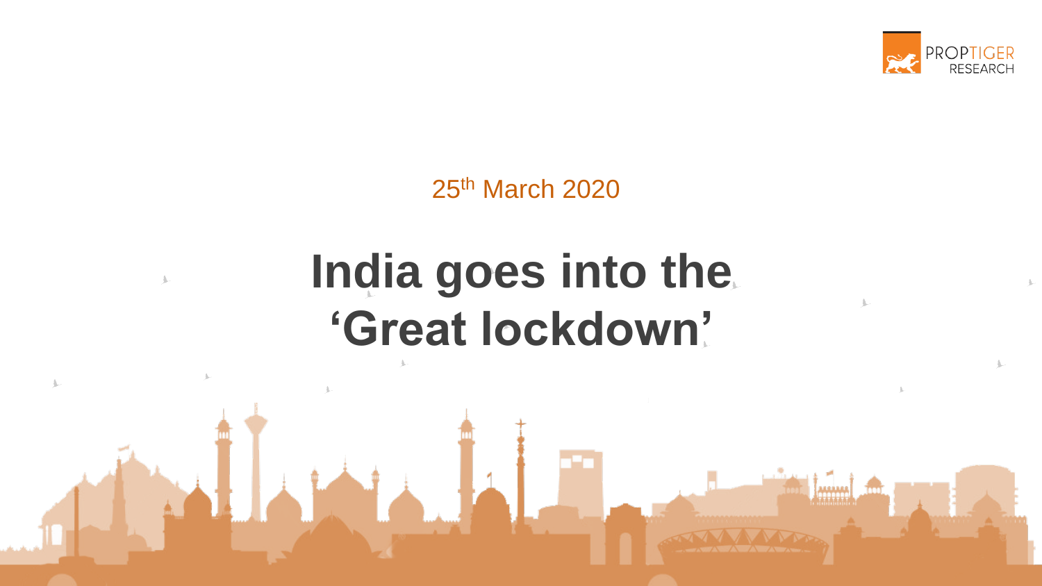25th March 2020

# India goes into the ‘Great lockdown’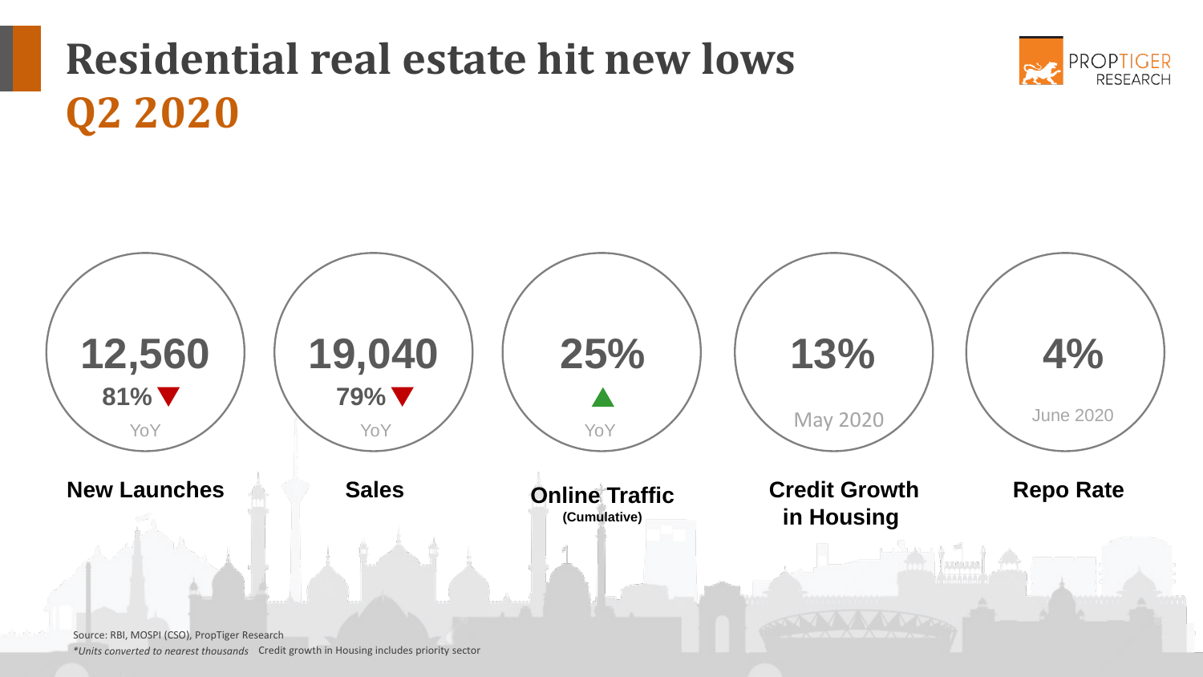# Residential real estate hit new lows Q2 2020

PROPTIGER RESEARCH

| Metric | Value | Change / Period |
| --- | --- | --- |
| New Launches | 12,560 | 81% ▼ YoY |
| Sales | 19,040 | 79% ▼ YoY |
| Online Traffic (Cumulative) | 25% | ▲ YoY |
| Credit Growth in Housing | 13% | May 2020 |
| Repo Rate | 4% | June 2020 |

Source: RBI, MOSPI (CSO), PropTiger Research

**Units converted to nearest thousands* Credit growth in Housing includes priority sector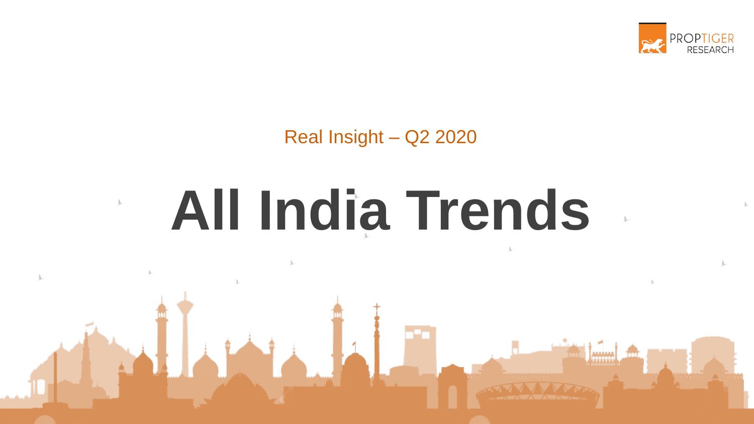Real Insight – Q2 2020

# All India Trends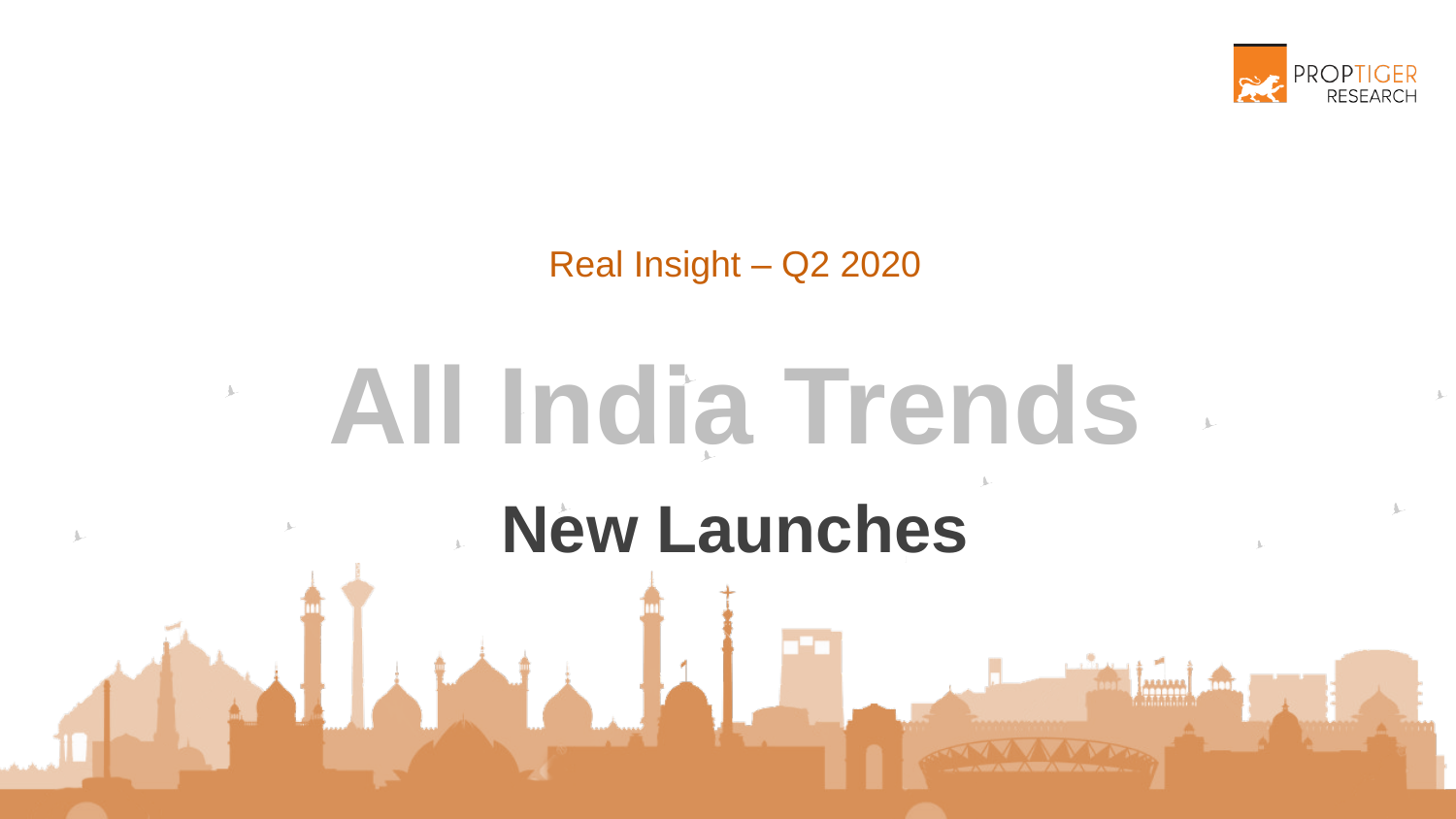Real Insight – Q2 2020

# All India Trends

## New Launches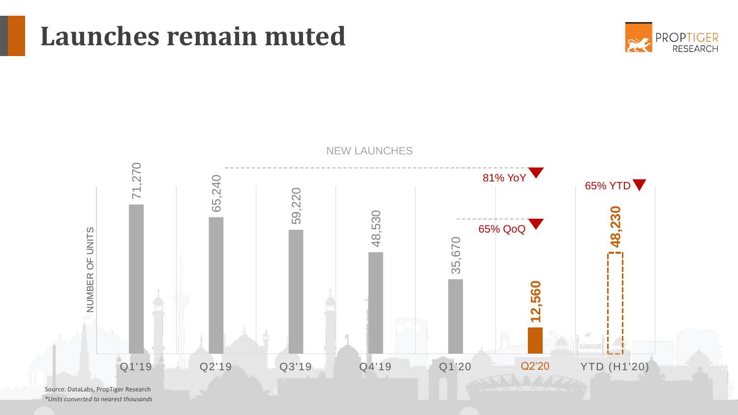# Launches remain muted

NEW LAUNCHES

| Period | Number of Units |
|---|---|
| Q1'19 | 71,270 |
| Q2'19 | 65,240 |
| Q3'19 | 59,220 |
| Q4'19 | 48,530 |
| Q1'20 | 35,670 |
| Q2'20 | 12,560 |
| YTD (H1'20) | 48,230 |

81% YoY ▼

65% QoQ ▼

65% YTD ▼

Source: DataLabs, PropTiger Research

*Units converted to nearest thousands*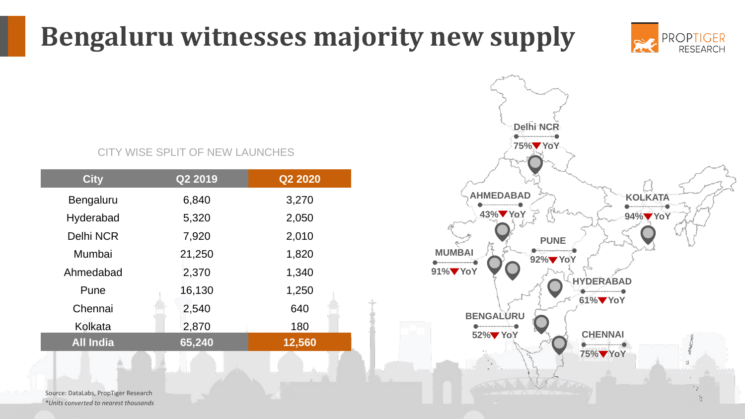# Bengaluru witnesses majority new supply

CITY WISE SPLIT OF NEW LAUNCHES

| City | Q2 2019 | Q2 2020 |
|---|---|---|
| Bengaluru | 6,840 | 3,270 |
| Hyderabad | 5,320 | 2,050 |
| Delhi NCR | 7,920 | 2,010 |
| Mumbai | 21,250 | 1,820 |
| Ahmedabad | 2,370 | 1,340 |
| Pune | 16,130 | 1,250 |
| Chennai | 2,540 | 640 |
| Kolkata | 2,870 | 180 |
| **All India** | **65,240** | **12,560** |

- **Delhi NCR**: 75%▼ YoY
- **AHMEDABAD**: 43%▼ YoY
- **KOLKATA**: 94%▼ YoY
- **PUNE**: 92%▼ YoY
- **MUMBAI**: 91%▼ YoY
- **HYDERABAD**: 61%▼ YoY
- **BENGALURU**: 52%▼ YoY
- **CHENNAI**: 75%▼ YoY

Source: DataLabs, PropTiger Research

*Units converted to nearest thousands*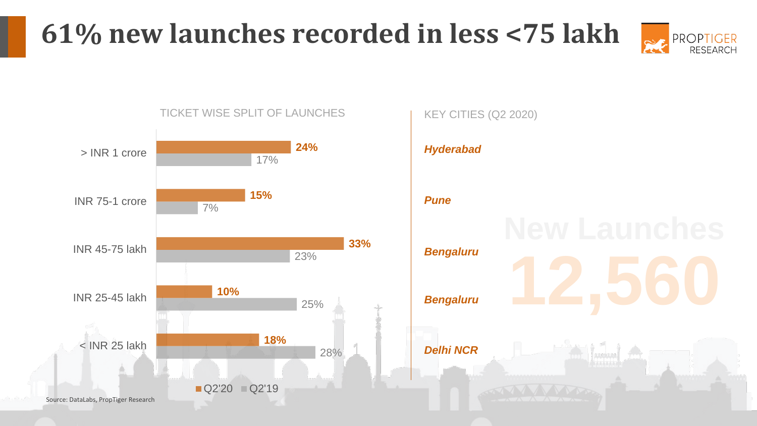# 61% new launches recorded in less <75 lakh

## TICKET WISE SPLIT OF LAUNCHES

| Ticket size | Q2'20 | Q2'19 | KEY CITIES (Q2 2020) |
|---|---|---|---|
| > INR 1 crore | 24% | 17% | *Hyderabad* |
| INR 75-1 crore | 15% | 7% | *Pune* |
| INR 45-75 lakh | 33% | 23% | *Bengaluru* |
| INR 25-45 lakh | 10% | 25% | *Bengaluru* |
| < INR 25 lakh | 18% | 28% | *Delhi NCR* |

**New Launches**

**12,560**

Source: DataLabs, PropTiger Research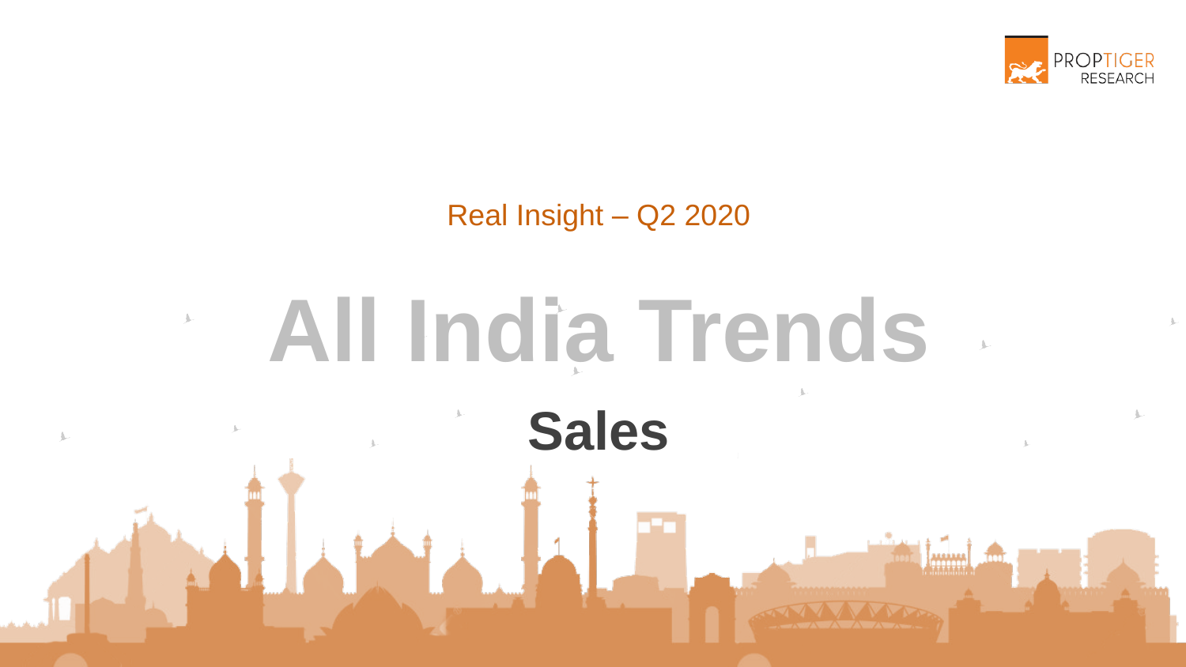Real Insight – Q2 2020

# All India Trends

## Sales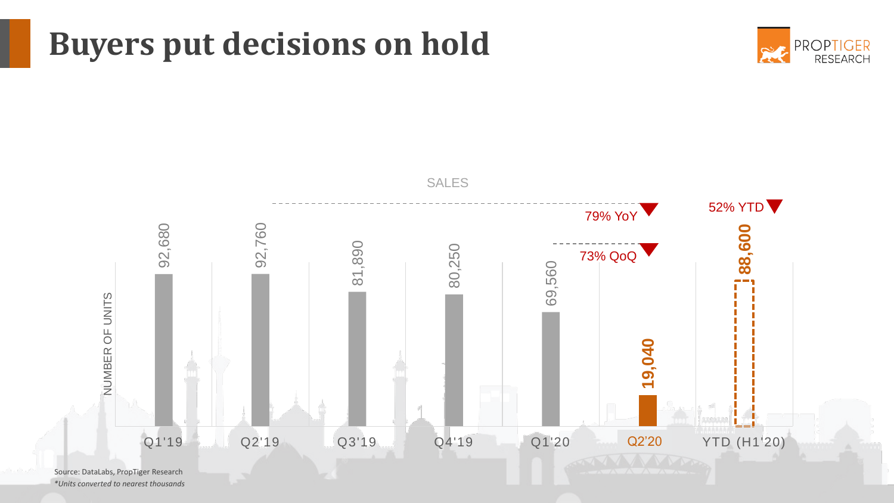# Buyers put decisions on hold

SALES

| Period | Number of Units |
|---|---|
| Q1'19 | 92,680 |
| Q2'19 | 92,760 |
| Q3'19 | 81,890 |
| Q4'19 | 80,250 |
| Q1'20 | 69,560 |
| Q2'20 | 19,040 |
| YTD (H1'20) | 88,600 |

79% YoY ▼

73% QoQ ▼

52% YTD ▼

Source: DataLabs, PropTiger Research

*Units converted to nearest thousands*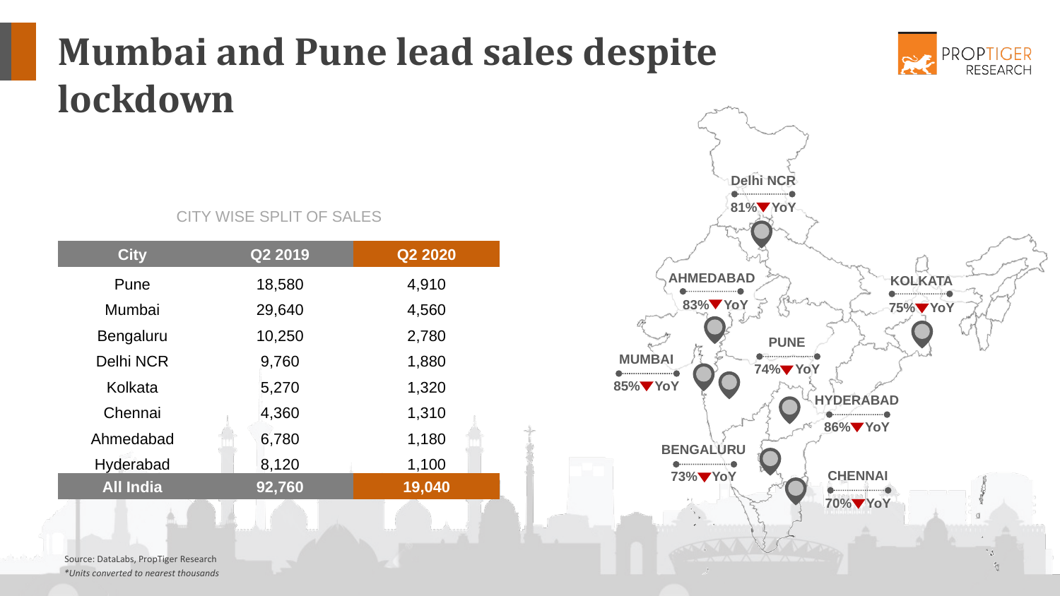# Mumbai and Pune lead sales despite lockdown

CITY WISE SPLIT OF SALES

| City | Q2 2019 | Q2 2020 |
|---|---|---|
| Pune | 18,580 | 4,910 |
| Mumbai | 29,640 | 4,560 |
| Bengaluru | 10,250 | 2,780 |
| Delhi NCR | 9,760 | 1,880 |
| Kolkata | 5,270 | 1,320 |
| Chennai | 4,360 | 1,310 |
| Ahmedabad | 6,780 | 1,180 |
| Hyderabad | 8,120 | 1,100 |
| **All India** | **92,760** | **19,040** |

Delhi NCR 81%▼YoY

AHMEDABAD 83%▼YoY

KOLKATA 75%▼YoY

PUNE 74%▼YoY

MUMBAI 85%▼YoY

HYDERABAD 86%▼YoY

BENGALURU 73%▼YoY

CHENNAI 70%▼YoY

Source: DataLabs, PropTiger Research

*\*Units converted to nearest thousands*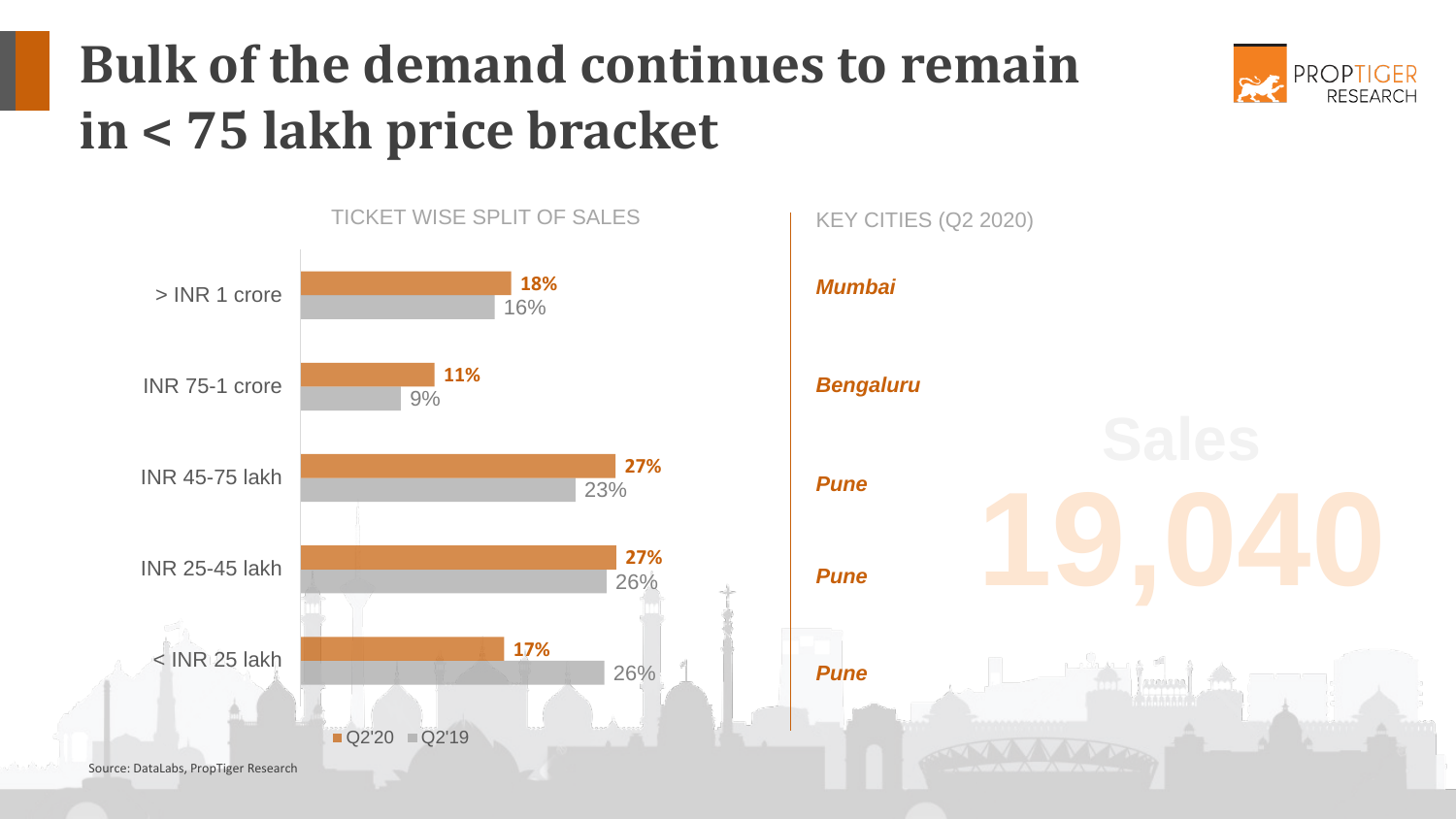# Bulk of the demand continues to remain in < 75 lakh price bracket

**TICKET WISE SPLIT OF SALES**

| Ticket size | Q2'20 | Q2'19 |
|---|---|---|
| > INR 1 crore | 18% | 16% |
| INR 75-1 crore | 11% | 9% |
| INR 45-75 lakh | 27% | 23% |
| INR 25-45 lakh | 27% | 26% |
| < INR 25 lakh | 17% | 26% |

**KEY CITIES (Q2 2020)**

| Ticket size | City |
|---|---|
| > INR 1 crore | *Mumbai* |
| INR 75-1 crore | *Bengaluru* |
| INR 45-75 lakh | *Pune* |
| INR 25-45 lakh | *Pune* |
| < INR 25 lakh | *Pune* |

Sales

**19,040**

Source: DataLabs, PropTiger Research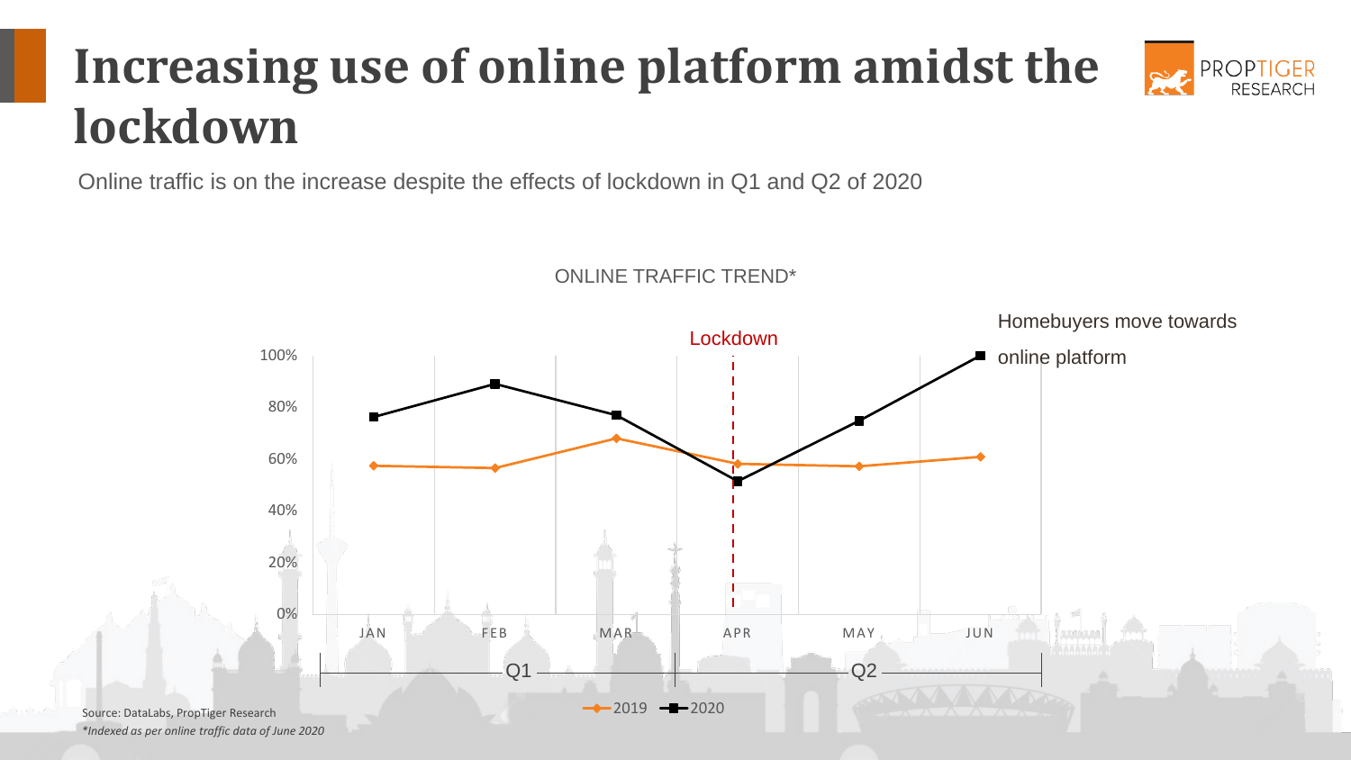# Increasing use of online platform amidst the lockdown

Online traffic is on the increase despite the effects of lockdown in Q1 and Q2 of 2020

ONLINE TRAFFIC TREND*

Lockdown

Homebuyers move towards online platform

100%
80%
60%
40%
20%
0%

JAN FEB MAR APR MAY JUN

Q1 Q2

2019 2020

Source: DataLabs, PropTiger Research

*Indexed as per online traffic data of June 2020*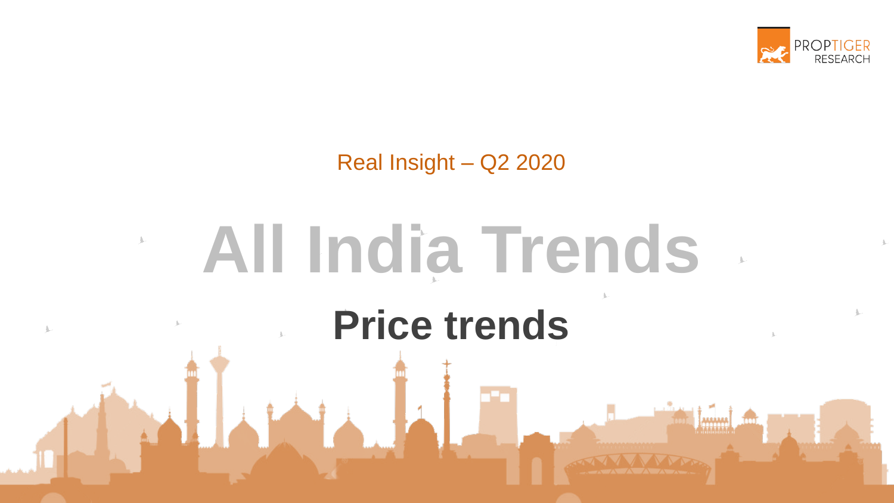Real Insight – Q2 2020

# All India Trends

## Price trends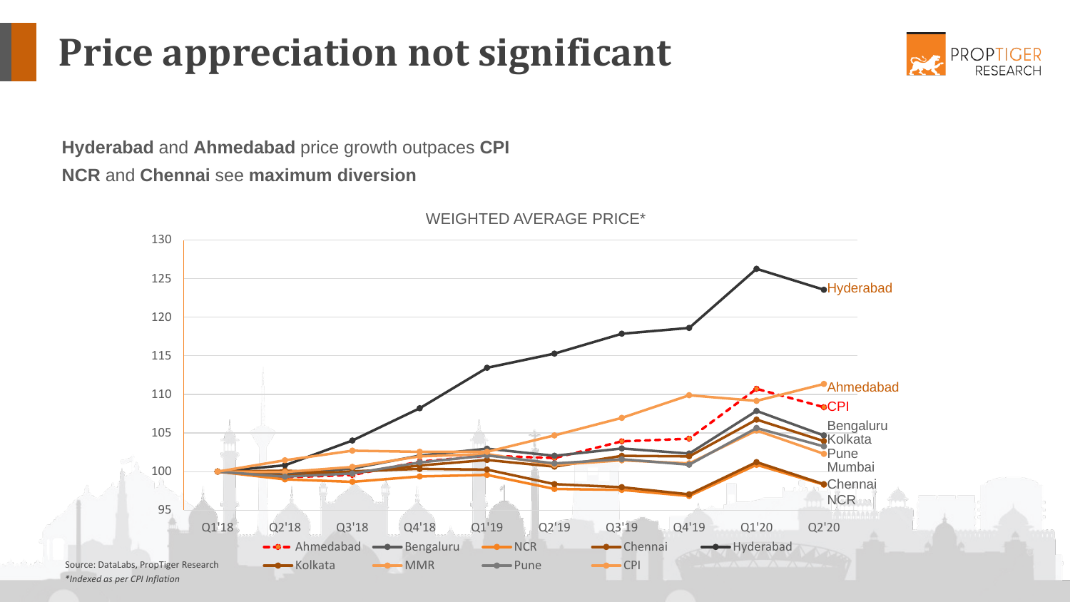# Price appreciation not significant

**Hyderabad** and **Ahmedabad** price growth outpaces **CPI**

**NCR** and **Chennai** see **maximum diversion**

WEIGHTED AVERAGE PRICE*

Source: DataLabs, PropTiger Research

*\*Indexed as per CPI Inflation*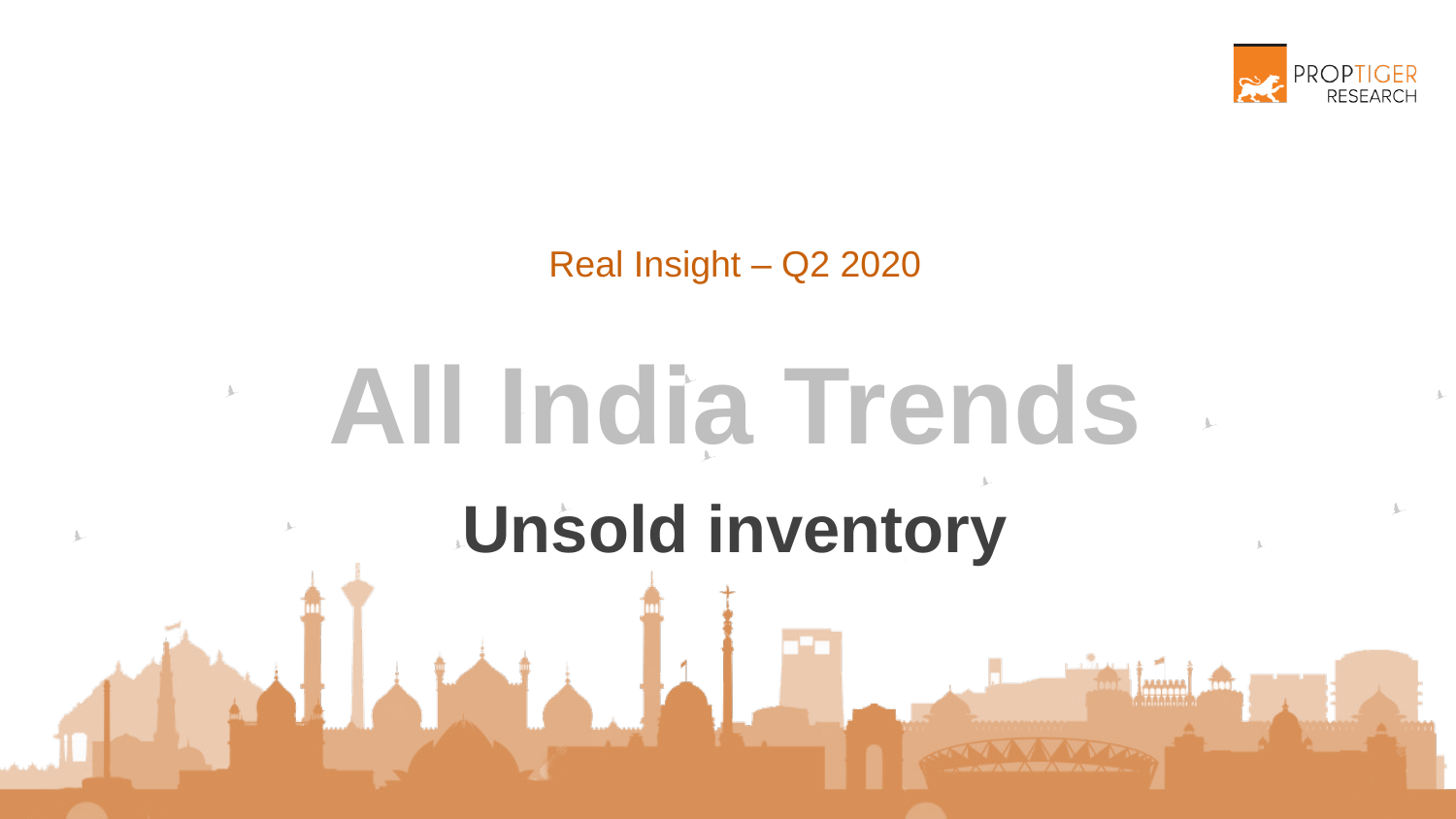Real Insight – Q2 2020

# All India Trends

## Unsold inventory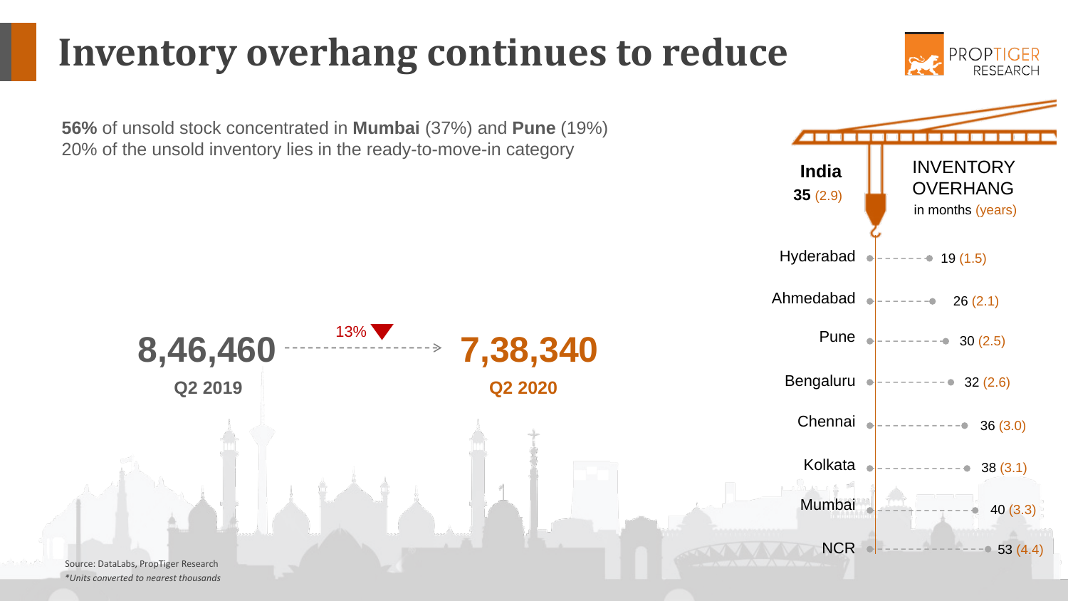# Inventory overhang continues to reduce

**56%** of unsold stock concentrated in **Mumbai** (37%) and **Pune** (19%)
20% of the unsold inventory lies in the ready-to-move-in category

**8,46,460** — **Q2 2019** → 13% ▼ → **7,38,340** — **Q2 2020**

**INVENTORY OVERHANG** in months (years)

| City | Inventory overhang in months (years) |
|---|---|
| **India** | **35** (2.9) |
| Hyderabad | 19 (1.5) |
| Ahmedabad | 26 (2.1) |
| Pune | 30 (2.5) |
| Bengaluru | 32 (2.6) |
| Chennai | 36 (3.0) |
| Kolkata | 38 (3.1) |
| Mumbai | 40 (3.3) |
| NCR | 53 (4.4) |

Source: DataLabs, PropTiger Research
*\*Units converted to nearest thousands*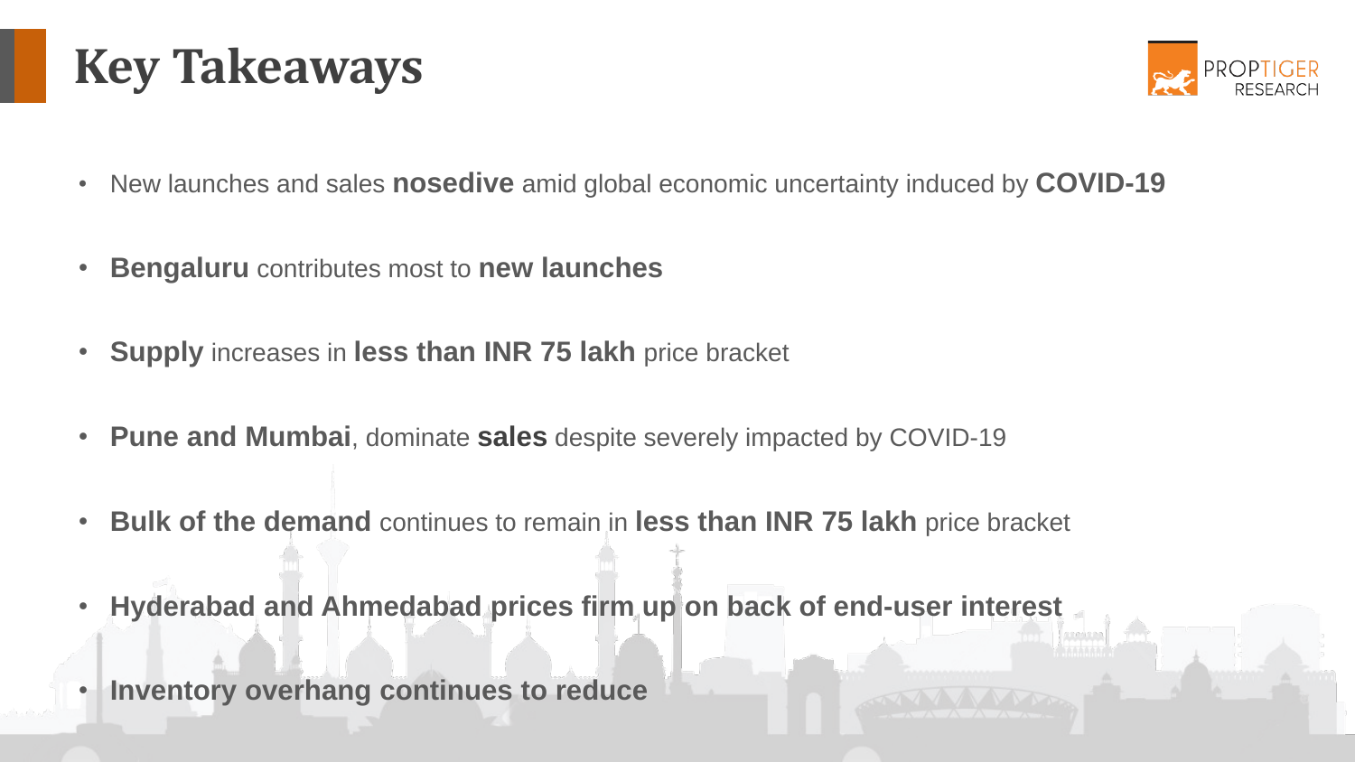# Key Takeaways

- New launches and sales **nosedive** amid global economic uncertainty induced by **COVID-19**
- **Bengaluru** contributes most to **new launches**
- **Supply** increases in **less than INR 75 lakh** price bracket
- **Pune and Mumbai**, dominate **sales** despite severely impacted by COVID-19
- **Bulk of the demand** continues to remain in **less than INR 75 lakh** price bracket
- **Hyderabad and Ahmedabad prices firm up on back of end-user interest**
- **Inventory overhang continues to reduce**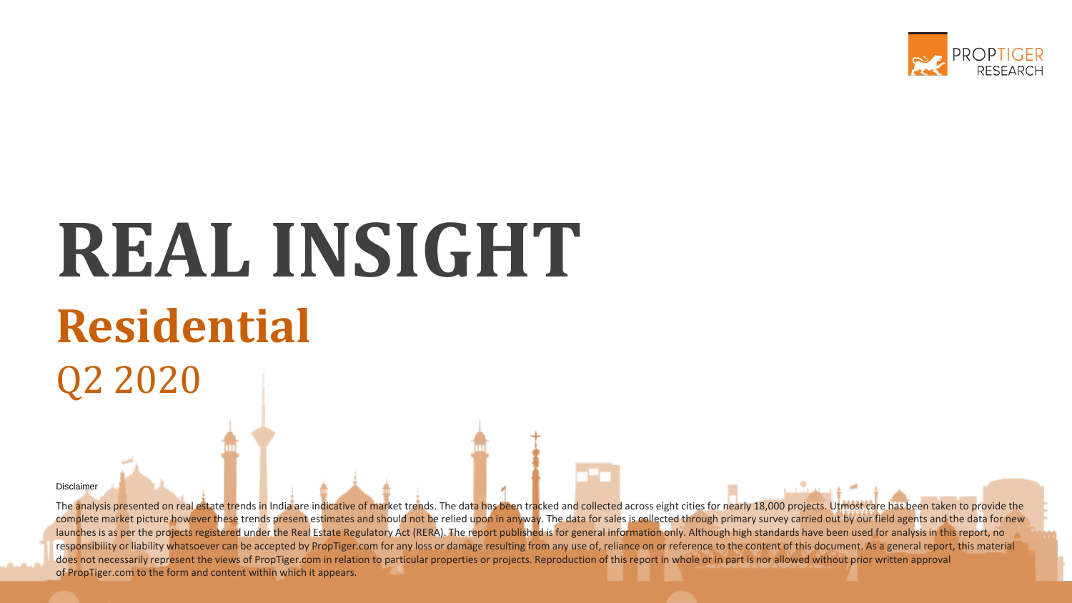PROPTIGER RESEARCH

# REAL INSIGHT

## Residential

Q2 2020

Disclaimer

The analysis presented on real estate trends in India are indicative of market trends. The data has been tracked and collected across eight cities for nearly 18,000 projects. Utmost care has been taken to provide the complete market picture however these trends present estimates and should not be relied upon in anyway. The data for sales is collected through primary survey carried out by our field agents and the data for new launches is as per the projects registered under the Real Estate Regulatory Act (RERA). The report published is for general information only. Although high standards have been used for analysis in this report, no responsibility or liability whatsoever can be accepted by PropTiger.com for any loss or damage resulting from any use of, reliance on or reference to the content of this document. As a general report, this material does not necessarily represent the views of PropTiger.com in relation to particular properties or projects. Reproduction of this report in whole or in part is nor allowed without prior written approval of PropTiger.com to the form and content within which it appears.